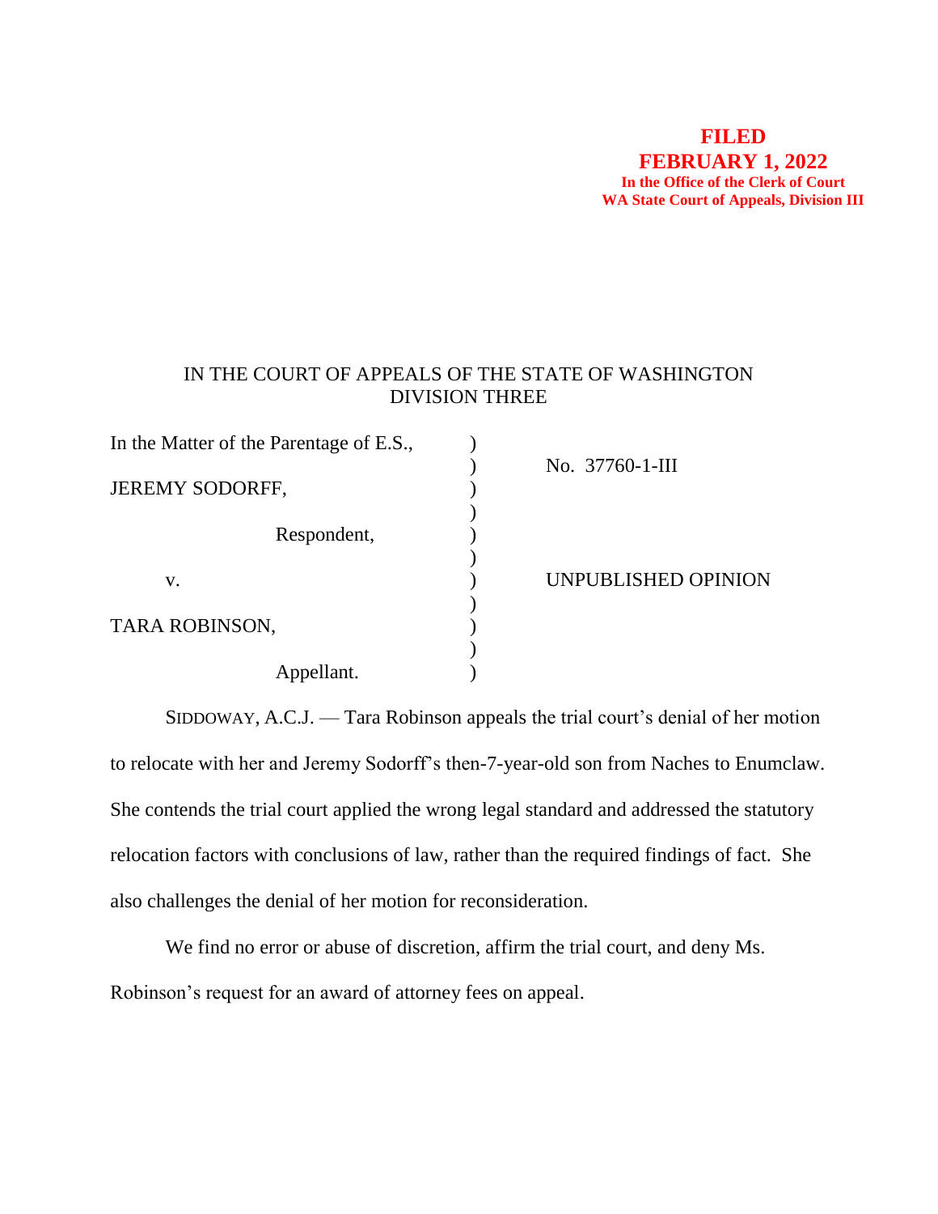**FILED**
**FEBRUARY 1, 2022**
**In the Office of the Clerk of Court**
**WA State Court of Appeals, Division III**

IN THE COURT OF APPEALS OF THE STATE OF WASHINGTON
DIVISION THREE

| | | |
|---|---|---|
| In the Matter of the Parentage of E.S., | ) | |
| | ) | No. 37760-1-III |
| JEREMY SODORFF, | ) | |
| | ) | |
| Respondent, | ) | |
| | ) | |
| v. | ) | UNPUBLISHED OPINION |
| | ) | |
| TARA ROBINSON, | ) | |
| | ) | |
| Appellant. | ) | |

SIDDOWAY, A.C.J. — Tara Robinson appeals the trial court's denial of her motion to relocate with her and Jeremy Sodorff's then-7-year-old son from Naches to Enumclaw. She contends the trial court applied the wrong legal standard and addressed the statutory relocation factors with conclusions of law, rather than the required findings of fact. She also challenges the denial of her motion for reconsideration.

We find no error or abuse of discretion, affirm the trial court, and deny Ms. Robinson's request for an award of attorney fees on appeal.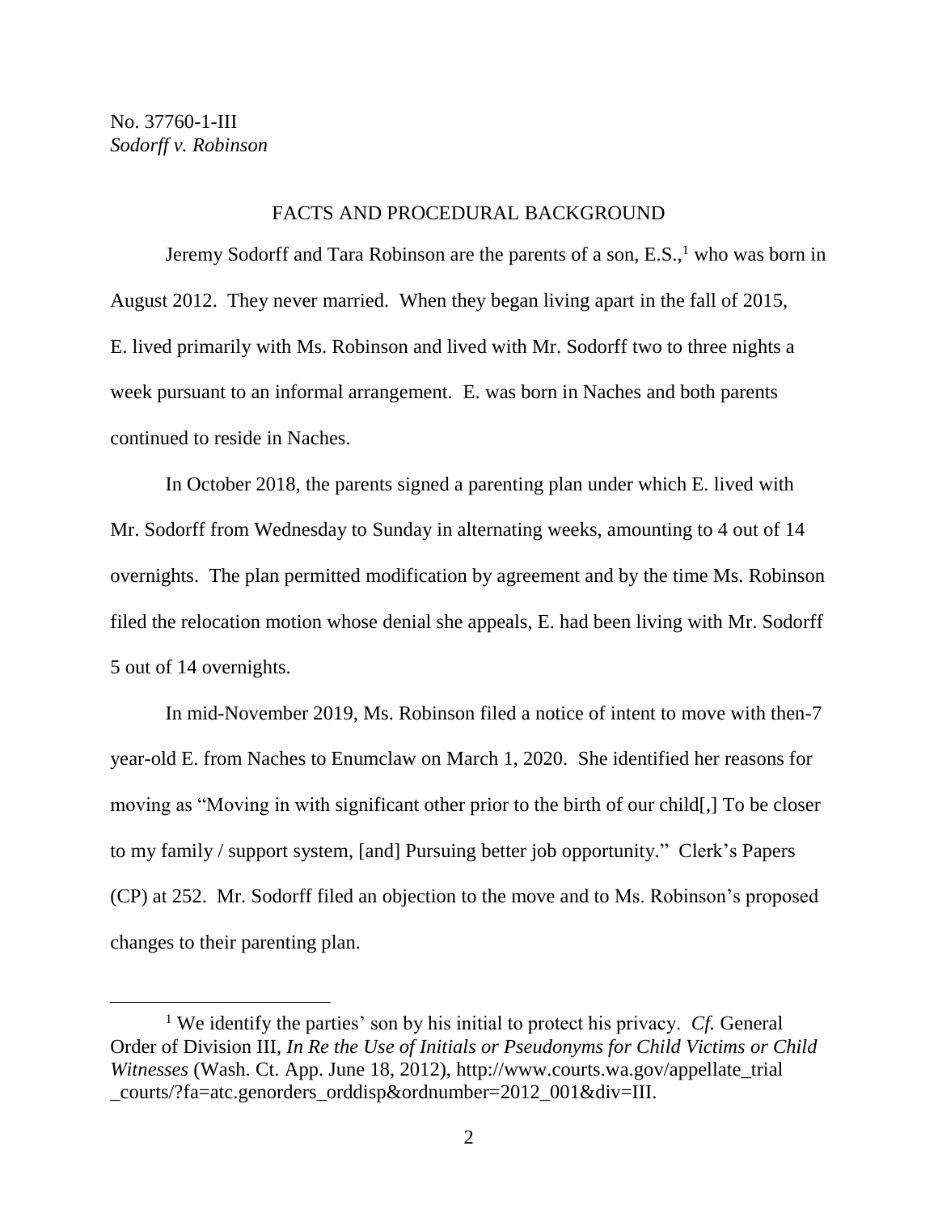## FACTS AND PROCEDURAL BACKGROUND

Jeremy Sodorff and Tara Robinson are the parents of a son, E.S.,[1] who was born in August 2012. They never married. When they began living apart in the fall of 2015, E. lived primarily with Ms. Robinson and lived with Mr. Sodorff two to three nights a week pursuant to an informal arrangement. E. was born in Naches and both parents continued to reside in Naches.

In October 2018, the parents signed a parenting plan under which E. lived with Mr. Sodorff from Wednesday to Sunday in alternating weeks, amounting to 4 out of 14 overnights. The plan permitted modification by agreement and by the time Ms. Robinson filed the relocation motion whose denial she appeals, E. had been living with Mr. Sodorff 5 out of 14 overnights.

In mid-November 2019, Ms. Robinson filed a notice of intent to move with then-7 year-old E. from Naches to Enumclaw on March 1, 2020. She identified her reasons for moving as "Moving in with significant other prior to the birth of our child[,] To be closer to my family / support system, [and] Pursuing better job opportunity." Clerk's Papers (CP) at 252. Mr. Sodorff filed an objection to the move and to Ms. Robinson's proposed changes to their parenting plan.

---

[1] We identify the parties' son by his initial to protect his privacy. *Cf.* General Order of Division III, *In Re the Use of Initials or Pseudonyms for Child Victims or Child Witnesses* (Wash. Ct. App. June 18, 2012), http://www.courts.wa.gov/appellate_trial_courts/?fa=atc.genorders_orddisp&ordnumber=2012_001&div=III.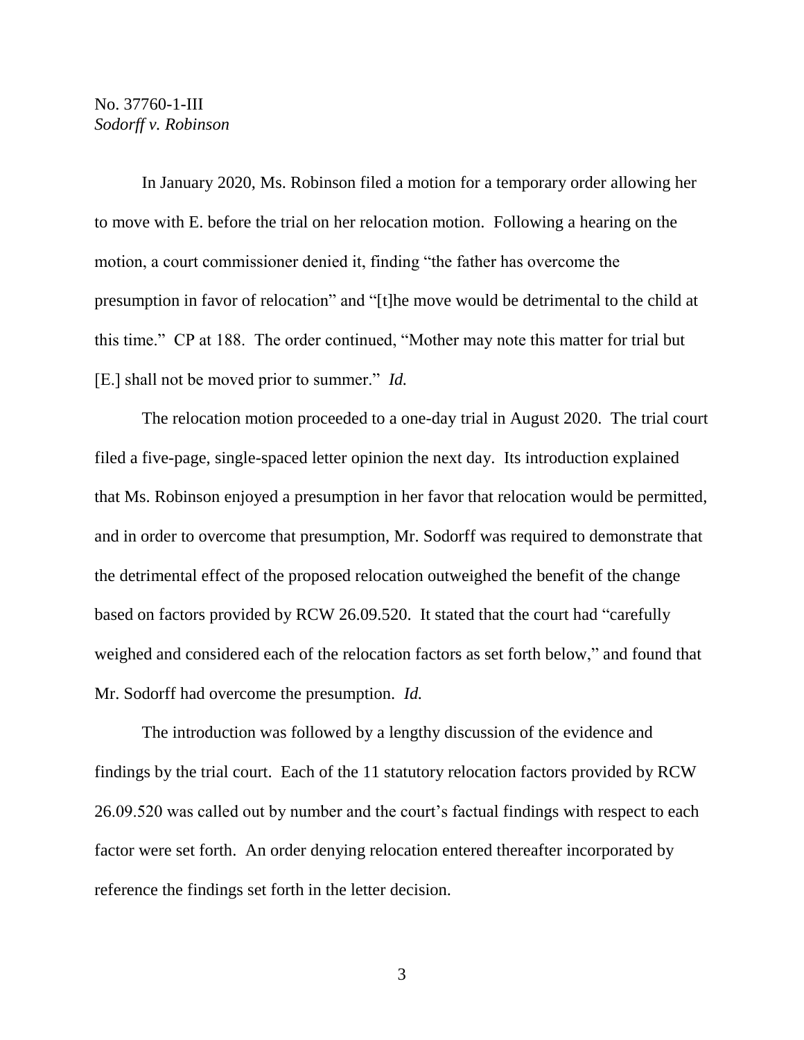In January 2020, Ms. Robinson filed a motion for a temporary order allowing her to move with E. before the trial on her relocation motion. Following a hearing on the motion, a court commissioner denied it, finding "the father has overcome the presumption in favor of relocation" and "[t]he move would be detrimental to the child at this time." CP at 188. The order continued, "Mother may note this matter for trial but [E.] shall not be moved prior to summer." *Id.*

The relocation motion proceeded to a one-day trial in August 2020. The trial court filed a five-page, single-spaced letter opinion the next day. Its introduction explained that Ms. Robinson enjoyed a presumption in her favor that relocation would be permitted, and in order to overcome that presumption, Mr. Sodorff was required to demonstrate that the detrimental effect of the proposed relocation outweighed the benefit of the change based on factors provided by RCW 26.09.520. It stated that the court had "carefully weighed and considered each of the relocation factors as set forth below," and found that Mr. Sodorff had overcome the presumption. *Id.*

The introduction was followed by a lengthy discussion of the evidence and findings by the trial court. Each of the 11 statutory relocation factors provided by RCW 26.09.520 was called out by number and the court's factual findings with respect to each factor were set forth. An order denying relocation entered thereafter incorporated by reference the findings set forth in the letter decision.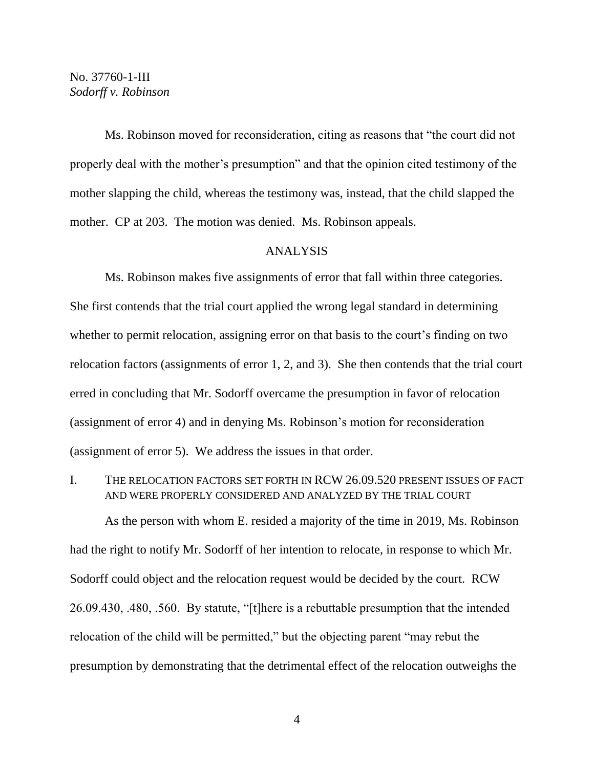Ms. Robinson moved for reconsideration, citing as reasons that "the court did not properly deal with the mother's presumption" and that the opinion cited testimony of the mother slapping the child, whereas the testimony was, instead, that the child slapped the mother. CP at 203. The motion was denied. Ms. Robinson appeals.

## ANALYSIS

Ms. Robinson makes five assignments of error that fall within three categories. She first contends that the trial court applied the wrong legal standard in determining whether to permit relocation, assigning error on that basis to the court's finding on two relocation factors (assignments of error 1, 2, and 3). She then contends that the trial court erred in concluding that Mr. Sodorff overcame the presumption in favor of relocation (assignment of error 4) and in denying Ms. Robinson's motion for reconsideration (assignment of error 5). We address the issues in that order.

### I. THE RELOCATION FACTORS SET FORTH IN RCW 26.09.520 PRESENT ISSUES OF FACT AND WERE PROPERLY CONSIDERED AND ANALYZED BY THE TRIAL COURT

As the person with whom E. resided a majority of the time in 2019, Ms. Robinson had the right to notify Mr. Sodorff of her intention to relocate, in response to which Mr. Sodorff could object and the relocation request would be decided by the court. RCW 26.09.430, .480, .560. By statute, "[t]here is a rebuttable presumption that the intended relocation of the child will be permitted," but the objecting parent "may rebut the presumption by demonstrating that the detrimental effect of the relocation outweighs the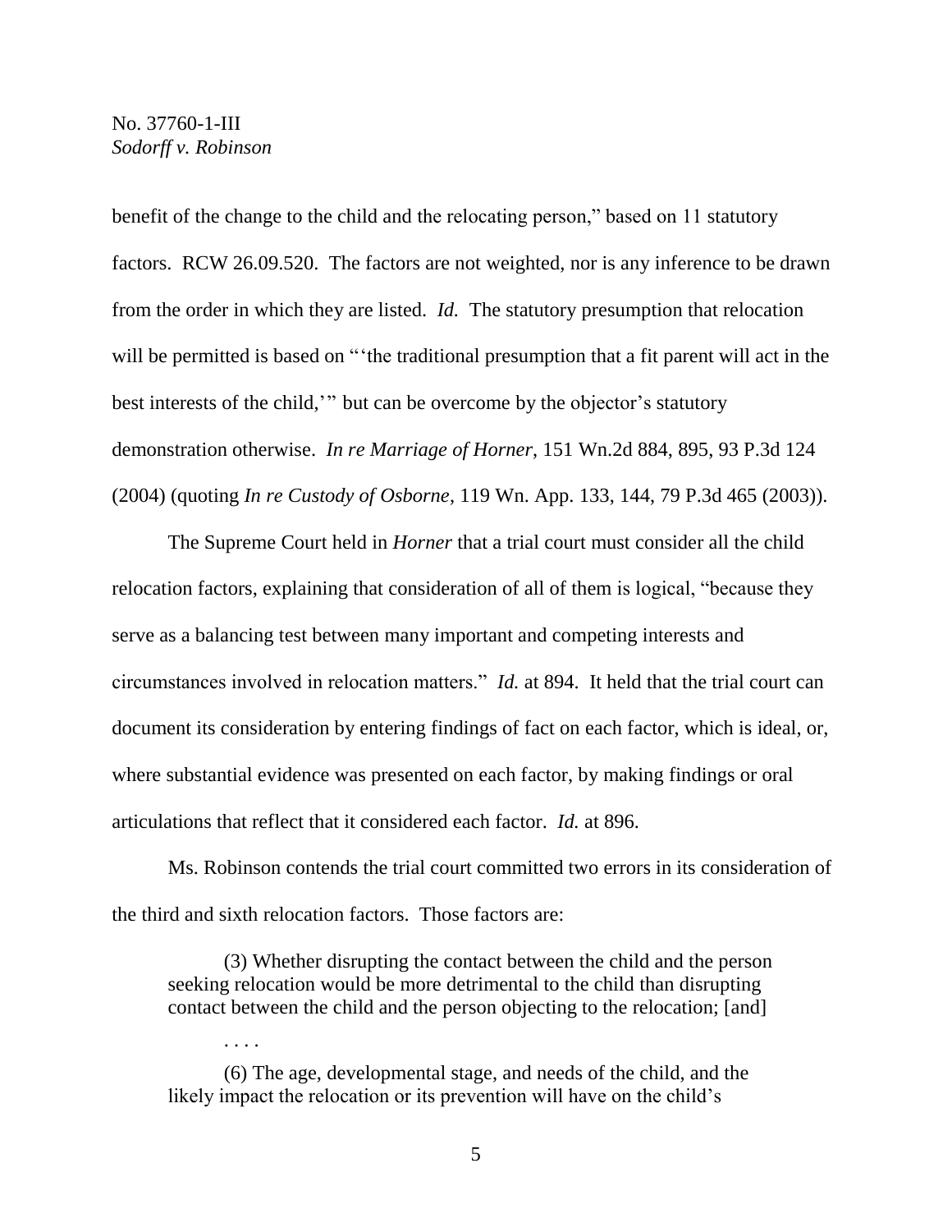benefit of the change to the child and the relocating person," based on 11 statutory factors. RCW 26.09.520. The factors are not weighted, nor is any inference to be drawn from the order in which they are listed. *Id.* The statutory presumption that relocation will be permitted is based on "'the traditional presumption that a fit parent will act in the best interests of the child,'" but can be overcome by the objector's statutory demonstration otherwise. *In re Marriage of Horner*, 151 Wn.2d 884, 895, 93 P.3d 124 (2004) (quoting *In re Custody of Osborne*, 119 Wn. App. 133, 144, 79 P.3d 465 (2003)).

The Supreme Court held in *Horner* that a trial court must consider all the child relocation factors, explaining that consideration of all of them is logical, "because they serve as a balancing test between many important and competing interests and circumstances involved in relocation matters." *Id.* at 894. It held that the trial court can document its consideration by entering findings of fact on each factor, which is ideal, or, where substantial evidence was presented on each factor, by making findings or oral articulations that reflect that it considered each factor. *Id.* at 896.

Ms. Robinson contends the trial court committed two errors in its consideration of the third and sixth relocation factors. Those factors are:

> (3) Whether disrupting the contact between the child and the person seeking relocation would be more detrimental to the child than disrupting contact between the child and the person objecting to the relocation; [and]
>
> . . . .
>
> (6) The age, developmental stage, and needs of the child, and the likely impact the relocation or its prevention will have on the child's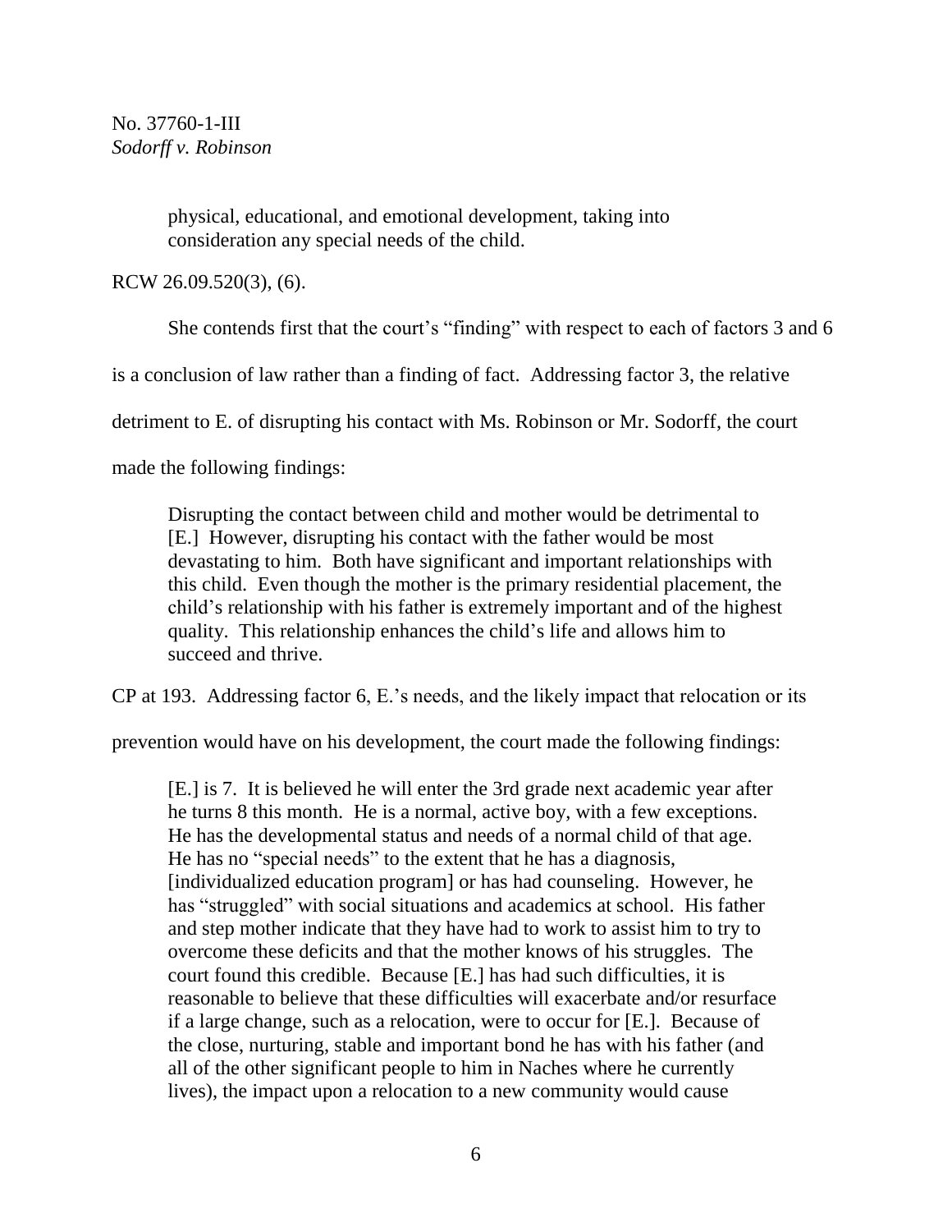> physical, educational, and emotional development, taking into consideration any special needs of the child.

RCW 26.09.520(3), (6).

She contends first that the court's "finding" with respect to each of factors 3 and 6 is a conclusion of law rather than a finding of fact. Addressing factor 3, the relative detriment to E. of disrupting his contact with Ms. Robinson or Mr. Sodorff, the court made the following findings:

> Disrupting the contact between child and mother would be detrimental to [E.] However, disrupting his contact with the father would be most devastating to him. Both have significant and important relationships with this child. Even though the mother is the primary residential placement, the child's relationship with his father is extremely important and of the highest quality. This relationship enhances the child's life and allows him to succeed and thrive.

CP at 193. Addressing factor 6, E.'s needs, and the likely impact that relocation or its prevention would have on his development, the court made the following findings:

> [E.] is 7. It is believed he will enter the 3rd grade next academic year after he turns 8 this month. He is a normal, active boy, with a few exceptions. He has the developmental status and needs of a normal child of that age. He has no "special needs" to the extent that he has a diagnosis, [individualized education program] or has had counseling. However, he has "struggled" with social situations and academics at school. His father and step mother indicate that they have had to work to assist him to try to overcome these deficits and that the mother knows of his struggles. The court found this credible. Because [E.] has had such difficulties, it is reasonable to believe that these difficulties will exacerbate and/or resurface if a large change, such as a relocation, were to occur for [E.]. Because of the close, nurturing, stable and important bond he has with his father (and all of the other significant people to him in Naches where he currently lives), the impact upon a relocation to a new community would cause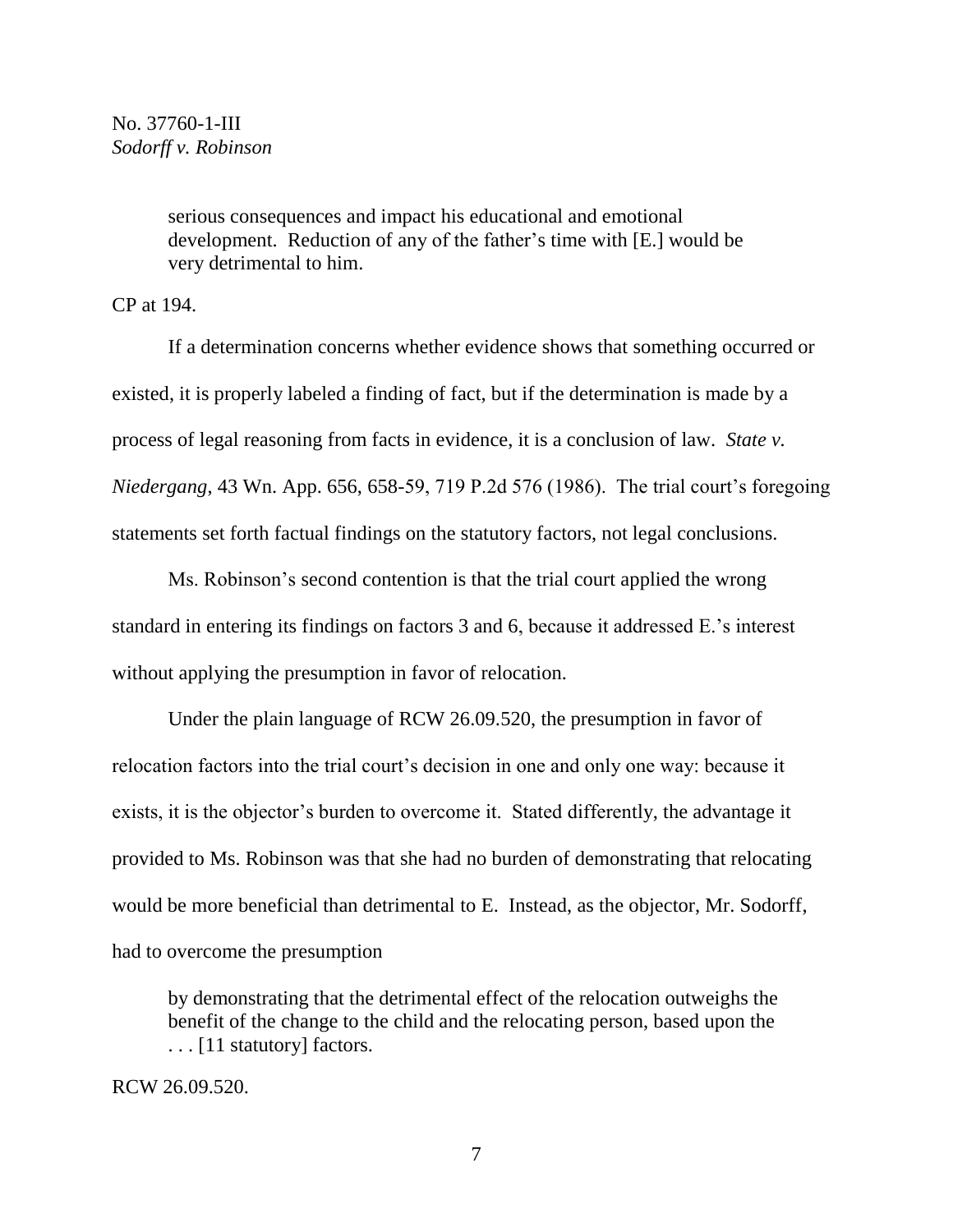> serious consequences and impact his educational and emotional development. Reduction of any of the father's time with [E.] would be very detrimental to him.

CP at 194.

If a determination concerns whether evidence shows that something occurred or existed, it is properly labeled a finding of fact, but if the determination is made by a process of legal reasoning from facts in evidence, it is a conclusion of law. *State v. Niedergang*, 43 Wn. App. 656, 658-59, 719 P.2d 576 (1986). The trial court's foregoing statements set forth factual findings on the statutory factors, not legal conclusions.

Ms. Robinson's second contention is that the trial court applied the wrong standard in entering its findings on factors 3 and 6, because it addressed E.'s interest without applying the presumption in favor of relocation.

Under the plain language of RCW 26.09.520, the presumption in favor of relocation factors into the trial court's decision in one and only one way: because it exists, it is the objector's burden to overcome it. Stated differently, the advantage it provided to Ms. Robinson was that she had no burden of demonstrating that relocating would be more beneficial than detrimental to E. Instead, as the objector, Mr. Sodorff, had to overcome the presumption

> by demonstrating that the detrimental effect of the relocation outweighs the benefit of the change to the child and the relocating person, based upon the . . . [11 statutory] factors.

RCW 26.09.520.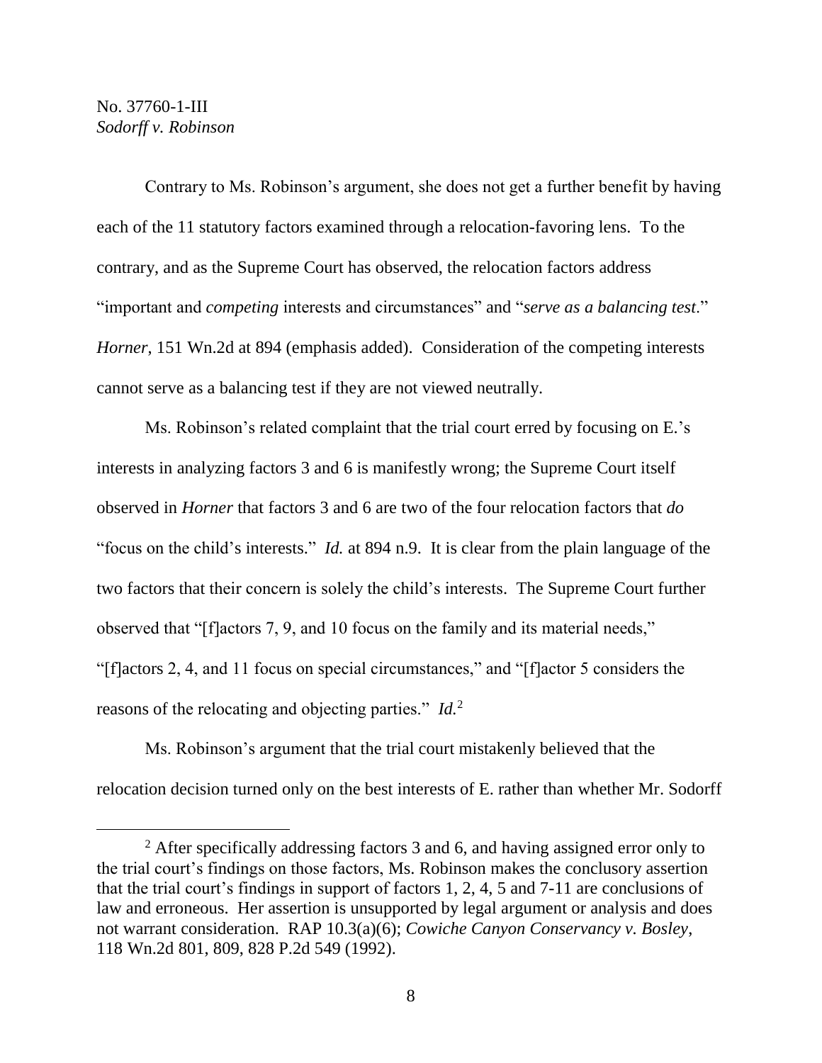Contrary to Ms. Robinson's argument, she does not get a further benefit by having each of the 11 statutory factors examined through a relocation-favoring lens. To the contrary, and as the Supreme Court has observed, the relocation factors address "important and *competing* interests and circumstances" and "*serve as a balancing test*." *Horner*, 151 Wn.2d at 894 (emphasis added). Consideration of the competing interests cannot serve as a balancing test if they are not viewed neutrally.

Ms. Robinson's related complaint that the trial court erred by focusing on E.'s interests in analyzing factors 3 and 6 is manifestly wrong; the Supreme Court itself observed in *Horner* that factors 3 and 6 are two of the four relocation factors that *do* "focus on the child's interests." *Id.* at 894 n.9. It is clear from the plain language of the two factors that their concern is solely the child's interests. The Supreme Court further observed that "[f]actors 7, 9, and 10 focus on the family and its material needs," "[f]actors 2, 4, and 11 focus on special circumstances," and "[f]actor 5 considers the reasons of the relocating and objecting parties." *Id.*[2]

Ms. Robinson's argument that the trial court mistakenly believed that the relocation decision turned only on the best interests of E. rather than whether Mr. Sodorff

[2] After specifically addressing factors 3 and 6, and having assigned error only to the trial court's findings on those factors, Ms. Robinson makes the conclusory assertion that the trial court's findings in support of factors 1, 2, 4, 5 and 7-11 are conclusions of law and erroneous. Her assertion is unsupported by legal argument or analysis and does not warrant consideration. RAP 10.3(a)(6); *Cowiche Canyon Conservancy v. Bosley*, 118 Wn.2d 801, 809, 828 P.2d 549 (1992).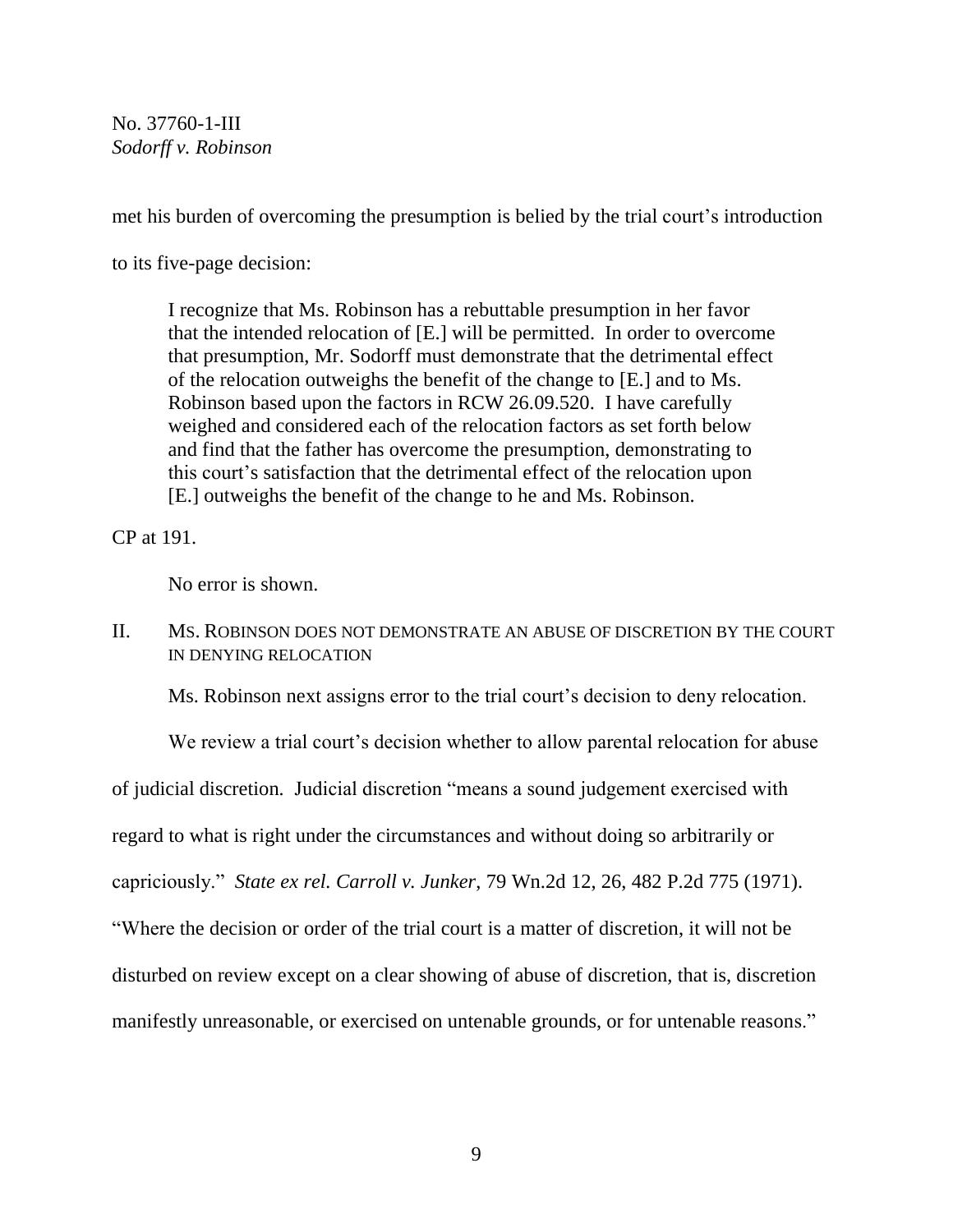met his burden of overcoming the presumption is belied by the trial court's introduction to its five-page decision:

> I recognize that Ms. Robinson has a rebuttable presumption in her favor that the intended relocation of [E.] will be permitted. In order to overcome that presumption, Mr. Sodorff must demonstrate that the detrimental effect of the relocation outweighs the benefit of the change to [E.] and to Ms. Robinson based upon the factors in RCW 26.09.520. I have carefully weighed and considered each of the relocation factors as set forth below and find that the father has overcome the presumption, demonstrating to this court's satisfaction that the detrimental effect of the relocation upon [E.] outweighs the benefit of the change to he and Ms. Robinson.

CP at 191.

No error is shown.

## II. MS. ROBINSON DOES NOT DEMONSTRATE AN ABUSE OF DISCRETION BY THE COURT IN DENYING RELOCATION

Ms. Robinson next assigns error to the trial court's decision to deny relocation.

We review a trial court's decision whether to allow parental relocation for abuse of judicial discretion. Judicial discretion "means a sound judgement exercised with regard to what is right under the circumstances and without doing so arbitrarily or capriciously." *State ex rel. Carroll v. Junker*, 79 Wn.2d 12, 26, 482 P.2d 775 (1971). "Where the decision or order of the trial court is a matter of discretion, it will not be disturbed on review except on a clear showing of abuse of discretion, that is, discretion manifestly unreasonable, or exercised on untenable grounds, or for untenable reasons."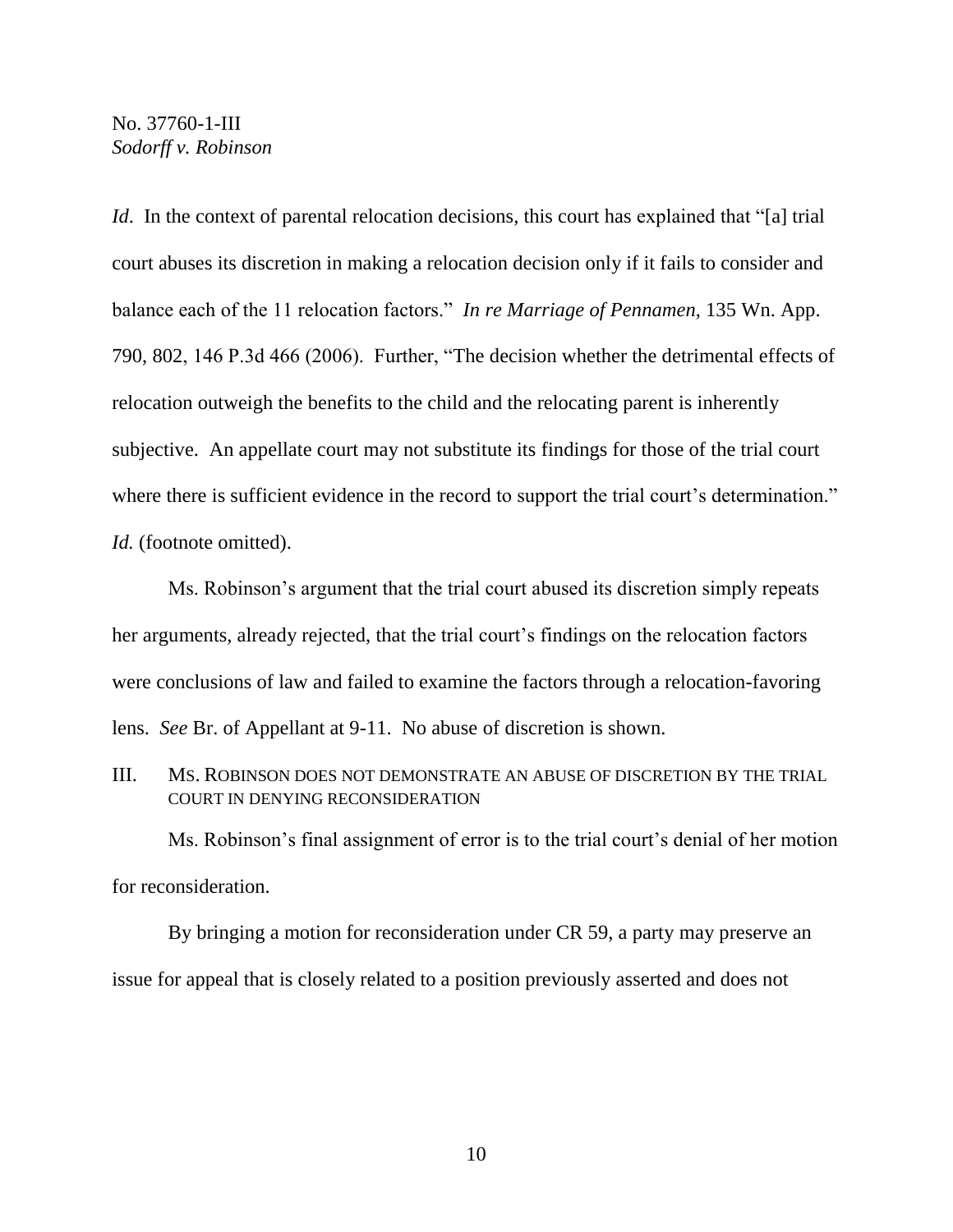*Id*. In the context of parental relocation decisions, this court has explained that "[a] trial court abuses its discretion in making a relocation decision only if it fails to consider and balance each of the 11 relocation factors." *In re Marriage of Pennamen*, 135 Wn. App. 790, 802, 146 P.3d 466 (2006). Further, "The decision whether the detrimental effects of relocation outweigh the benefits to the child and the relocating parent is inherently subjective. An appellate court may not substitute its findings for those of the trial court where there is sufficient evidence in the record to support the trial court's determination." *Id.* (footnote omitted).

Ms. Robinson's argument that the trial court abused its discretion simply repeats her arguments, already rejected, that the trial court's findings on the relocation factors were conclusions of law and failed to examine the factors through a relocation-favoring lens. *See* Br. of Appellant at 9-11. No abuse of discretion is shown.

## III. MS. ROBINSON DOES NOT DEMONSTRATE AN ABUSE OF DISCRETION BY THE TRIAL COURT IN DENYING RECONSIDERATION

Ms. Robinson's final assignment of error is to the trial court's denial of her motion for reconsideration.

By bringing a motion for reconsideration under CR 59, a party may preserve an issue for appeal that is closely related to a position previously asserted and does not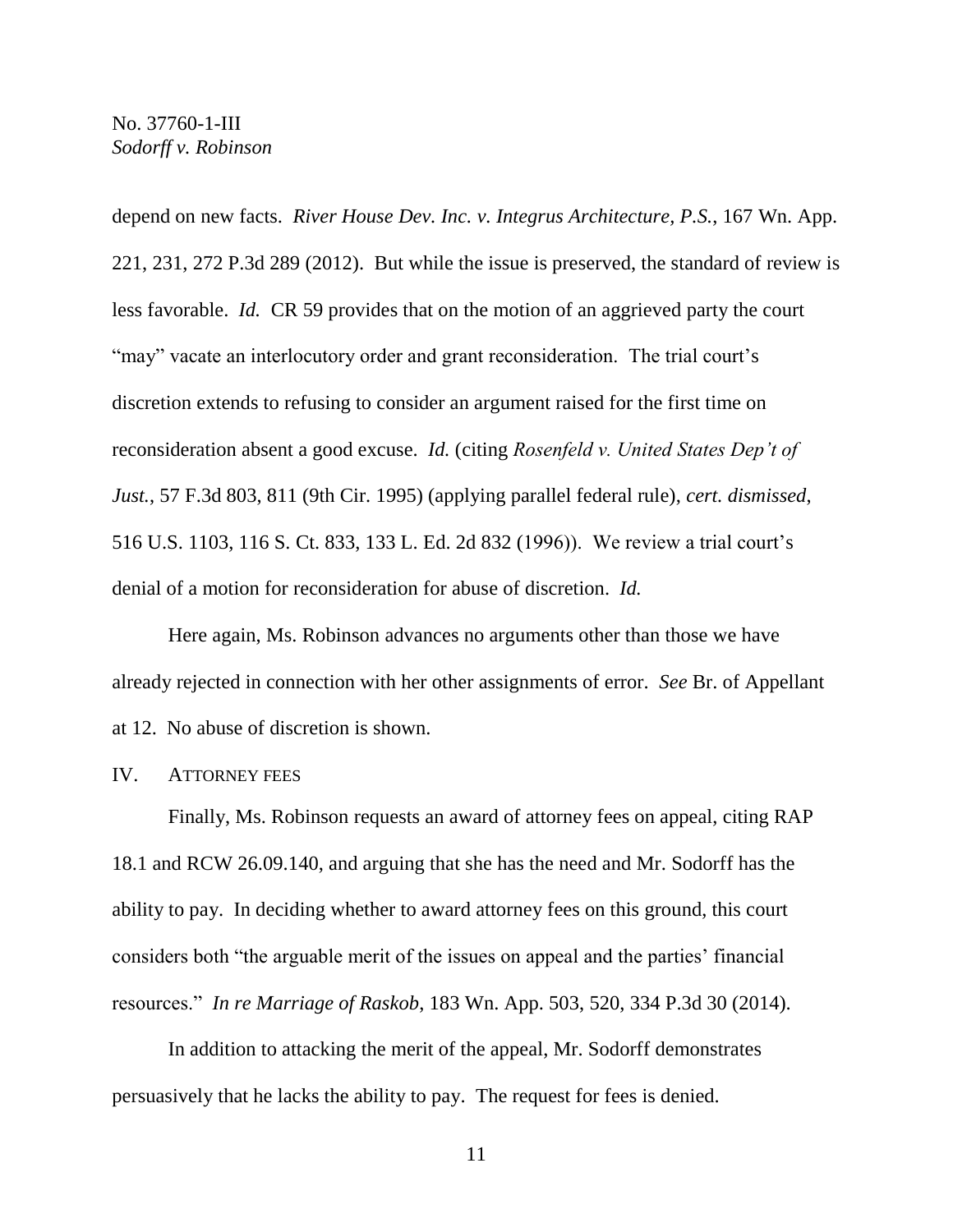depend on new facts. *River House Dev. Inc. v. Integrus Architecture, P.S.*, 167 Wn. App. 221, 231, 272 P.3d 289 (2012). But while the issue is preserved, the standard of review is less favorable. *Id.* CR 59 provides that on the motion of an aggrieved party the court "may" vacate an interlocutory order and grant reconsideration. The trial court's discretion extends to refusing to consider an argument raised for the first time on reconsideration absent a good excuse. *Id.* (citing *Rosenfeld v. United States Dep't of Just.*, 57 F.3d 803, 811 (9th Cir. 1995) (applying parallel federal rule), *cert. dismissed*, 516 U.S. 1103, 116 S. Ct. 833, 133 L. Ed. 2d 832 (1996)). We review a trial court's denial of a motion for reconsideration for abuse of discretion. *Id.*

Here again, Ms. Robinson advances no arguments other than those we have already rejected in connection with her other assignments of error. *See* Br. of Appellant at 12. No abuse of discretion is shown.

## IV. ATTORNEY FEES

Finally, Ms. Robinson requests an award of attorney fees on appeal, citing RAP 18.1 and RCW 26.09.140, and arguing that she has the need and Mr. Sodorff has the ability to pay. In deciding whether to award attorney fees on this ground, this court considers both "the arguable merit of the issues on appeal and the parties' financial resources." *In re Marriage of Raskob*, 183 Wn. App. 503, 520, 334 P.3d 30 (2014).

In addition to attacking the merit of the appeal, Mr. Sodorff demonstrates persuasively that he lacks the ability to pay. The request for fees is denied.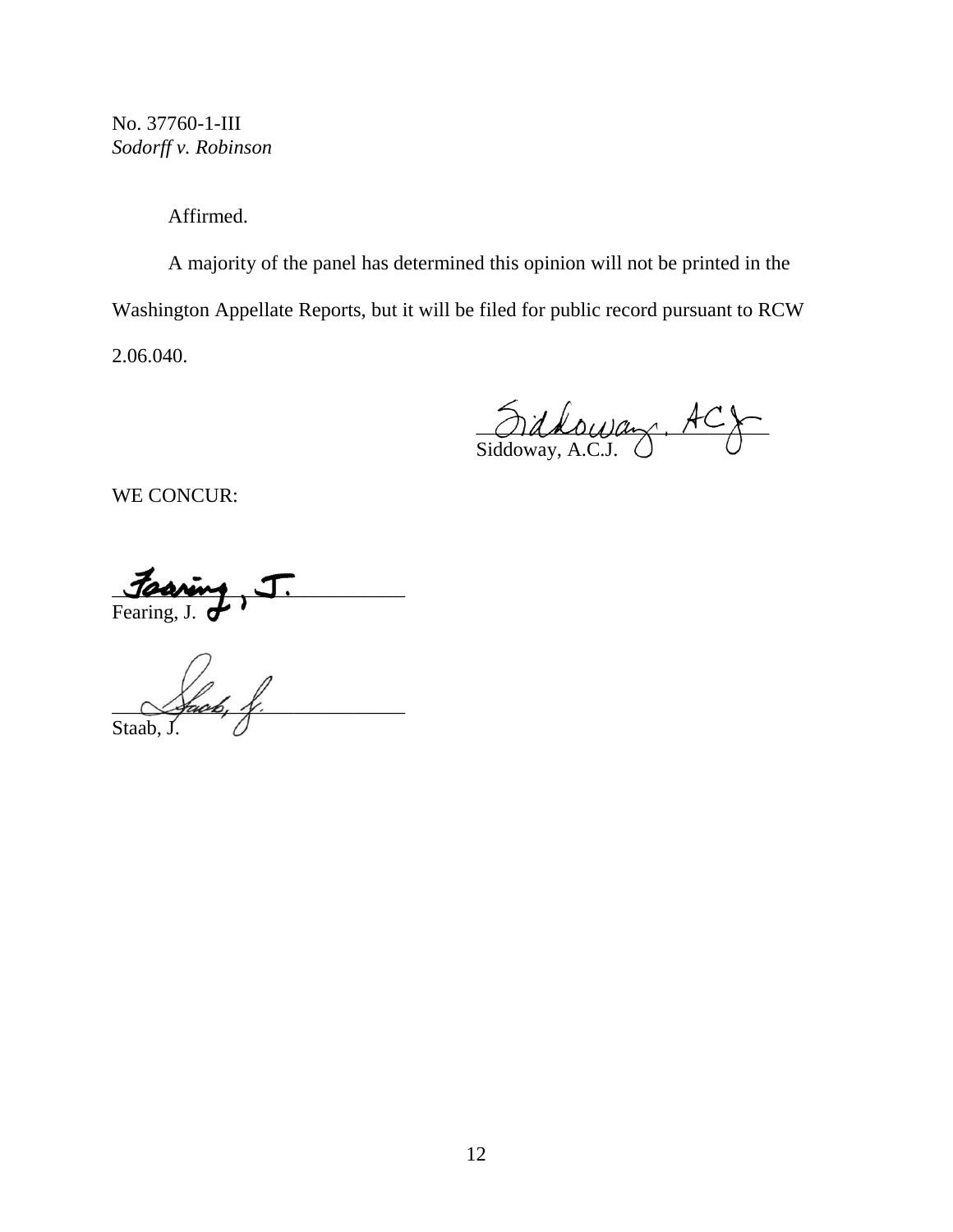No. 37760-1-III
*Sodorff v. Robinson*

Affirmed.

A majority of the panel has determined this opinion will not be printed in the Washington Appellate Reports, but it will be filed for public record pursuant to RCW 2.06.040.

Siddoway, A.C.J.

WE CONCUR:

Fearing, J.

Staab, J.